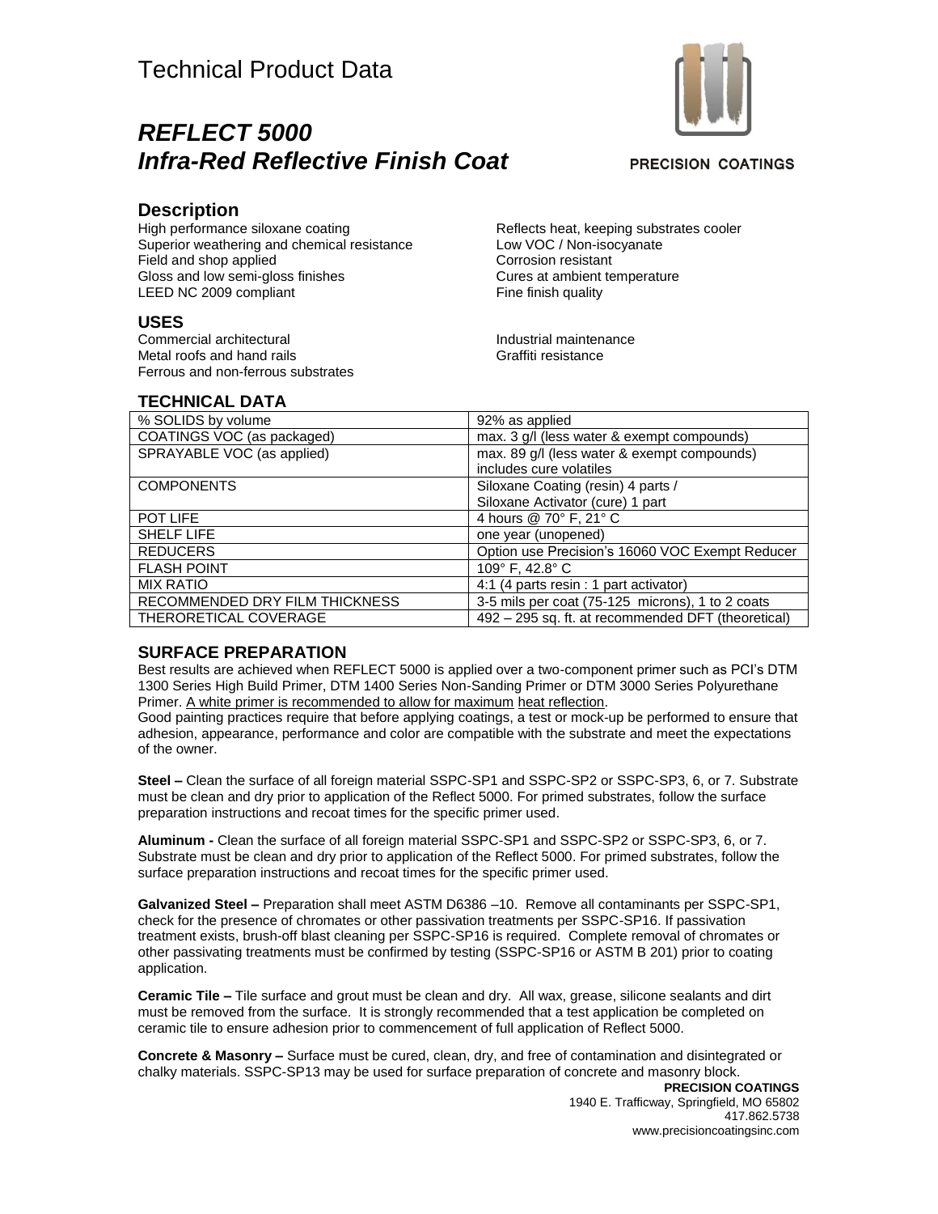# Technical Product Data

## *REFLECT 5000*
## *Infra-Red Reflective Finish Coat*

PRECISION COATINGS

### Description

High performance siloxane coating
Superior weathering and chemical resistance
Field and shop applied
Gloss and low semi-gloss finishes
LEED NC 2009 compliant
Reflects heat, keeping substrates cooler
Low VOC / Non-isocyanate
Corrosion resistant
Cures at ambient temperature
Fine finish quality

### USES

Commercial architectural
Metal roofs and hand rails
Ferrous and non-ferrous substrates
Industrial maintenance
Graffiti resistance

### TECHNICAL DATA

| | |
|---|---|
| % SOLIDS by volume | 92% as applied |
| COATINGS VOC (as packaged) | max. 3 g/l (less water & exempt compounds) |
| SPRAYABLE VOC (as applied) | max. 89 g/l (less water & exempt compounds) includes cure volatiles |
| COMPONENTS | Siloxane Coating (resin) 4 parts / Siloxane Activator (cure) 1 part |
| POT LIFE | 4 hours @ 70° F, 21° C |
| SHELF LIFE | one year (unopened) |
| REDUCERS | Option use Precision's 16060 VOC Exempt Reducer |
| FLASH POINT | 109° F, 42.8° C |
| MIX RATIO | 4:1 (4 parts resin : 1 part activator) |
| RECOMMENDED DRY FILM THICKNESS | 3-5 mils per coat (75-125 microns), 1 to 2 coats |
| THERORETICAL COVERAGE | 492 – 295 sq. ft. at recommended DFT (theoretical) |

### SURFACE PREPARATION

Best results are achieved when REFLECT 5000 is applied over a two-component primer such as PCI's DTM 1300 Series High Build Primer, DTM 1400 Series Non-Sanding Primer or DTM 3000 Series Polyurethane Primer. A white primer is recommended to allow for maximum heat reflection.
Good painting practices require that before applying coatings, a test or mock-up be performed to ensure that adhesion, appearance, performance and color are compatible with the substrate and meet the expectations of the owner.

**Steel –** Clean the surface of all foreign material SSPC-SP1 and SSPC-SP2 or SSPC-SP3, 6, or 7. Substrate must be clean and dry prior to application of the Reflect 5000. For primed substrates, follow the surface preparation instructions and recoat times for the specific primer used.

**Aluminum -** Clean the surface of all foreign material SSPC-SP1 and SSPC-SP2 or SSPC-SP3, 6, or 7. Substrate must be clean and dry prior to application of the Reflect 5000. For primed substrates, follow the surface preparation instructions and recoat times for the specific primer used.

**Galvanized Steel –** Preparation shall meet ASTM D6386 –10. Remove all contaminants per SSPC-SP1, check for the presence of chromates or other passivation treatments per SSPC-SP16. If passivation treatment exists, brush-off blast cleaning per SSPC-SP16 is required. Complete removal of chromates or other passivating treatments must be confirmed by testing (SSPC-SP16 or ASTM B 201) prior to coating application.

**Ceramic Tile –** Tile surface and grout must be clean and dry. All wax, grease, silicone sealants and dirt must be removed from the surface. It is strongly recommended that a test application be completed on ceramic tile to ensure adhesion prior to commencement of full application of Reflect 5000.

**Concrete & Masonry –** Surface must be cured, clean, dry, and free of contamination and disintegrated or chalky materials. SSPC-SP13 may be used for surface preparation of concrete and masonry block.

**PRECISION COATINGS**
1940 E. Trafficway, Springfield, MO 65802
417.862.5738
www.precisioncoatingsinc.com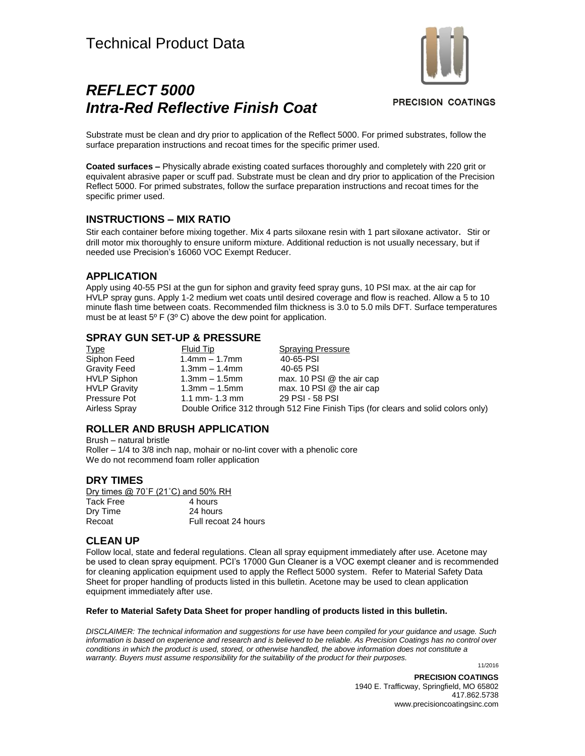# Technical Product Data

PRECISION COATINGS

## *REFLECT 5000*
## *Intra-Red Reflective Finish Coat*

Substrate must be clean and dry prior to application of the Reflect 5000. For primed substrates, follow the surface preparation instructions and recoat times for the specific primer used.

**Coated surfaces –** Physically abrade existing coated surfaces thoroughly and completely with 220 grit or equivalent abrasive paper or scuff pad. Substrate must be clean and dry prior to application of the Precision Reflect 5000. For primed substrates, follow the surface preparation instructions and recoat times for the specific primer used.

## INSTRUCTIONS – MIX RATIO

Stir each container before mixing together. Mix 4 parts siloxane resin with 1 part siloxane activator. Stir or drill motor mix thoroughly to ensure uniform mixture. Additional reduction is not usually necessary, but if needed use Precision's 16060 VOC Exempt Reducer.

## APPLICATION

Apply using 40-55 PSI at the gun for siphon and gravity feed spray guns, 10 PSI max. at the air cap for HVLP spray guns. Apply 1-2 medium wet coats until desired coverage and flow is reached. Allow a 5 to 10 minute flash time between coats. Recommended film thickness is 3.0 to 5.0 mils DFT. Surface temperatures must be at least 5º F (3º C) above the dew point for application.

## SPRAY GUN SET-UP & PRESSURE

| Type | Fluid Tip | Spraying Pressure |
|---|---|---|
| Siphon Feed | 1.4mm – 1.7mm | 40-65-PSI |
| Gravity Feed | 1.3mm – 1.4mm | 40-65 PSI |
| HVLP Siphon | 1.3mm – 1.5mm | max. 10 PSI @ the air cap |
| HVLP Gravity | 1.3mm – 1.5mm | max. 10 PSI @ the air cap |
| Pressure Pot | 1.1 mm- 1.3 mm | 29 PSI - 58 PSI |
| Airless Spray | Double Orifice 312 through 512 Fine Finish Tips (for clears and solid colors only) | |

## ROLLER AND BRUSH APPLICATION

Brush – natural bristle
Roller – 1/4 to 3/8 inch nap, mohair or no-lint cover with a phenolic core
We do not recommend foam roller application

## DRY TIMES

Dry times @ 70˚F (21˚C) and 50% RH

| | |
|---|---|
| Tack Free | 4 hours |
| Dry Time | 24 hours |
| Recoat | Full recoat 24 hours |

## CLEAN UP

Follow local, state and federal regulations. Clean all spray equipment immediately after use. Acetone may be used to clean spray equipment. PCI's 17000 Gun Cleaner is a VOC exempt cleaner and is recommended for cleaning application equipment used to apply the Reflect 5000 system. Refer to Material Safety Data Sheet for proper handling of products listed in this bulletin. Acetone may be used to clean application equipment immediately after use.

**Refer to Material Safety Data Sheet for proper handling of products listed in this bulletin.**

*DISCLAIMER: The technical information and suggestions for use have been compiled for your guidance and usage. Such information is based on experience and research and is believed to be reliable. As Precision Coatings has no control over conditions in which the product is used, stored, or otherwise handled, the above information does not constitute a warranty. Buyers must assume responsibility for the suitability of the product for their purposes.*

11/2016

**PRECISION COATINGS**
1940 E. Trafficway, Springfield, MO 65802
417.862.5738
www.precisioncoatingsinc.com